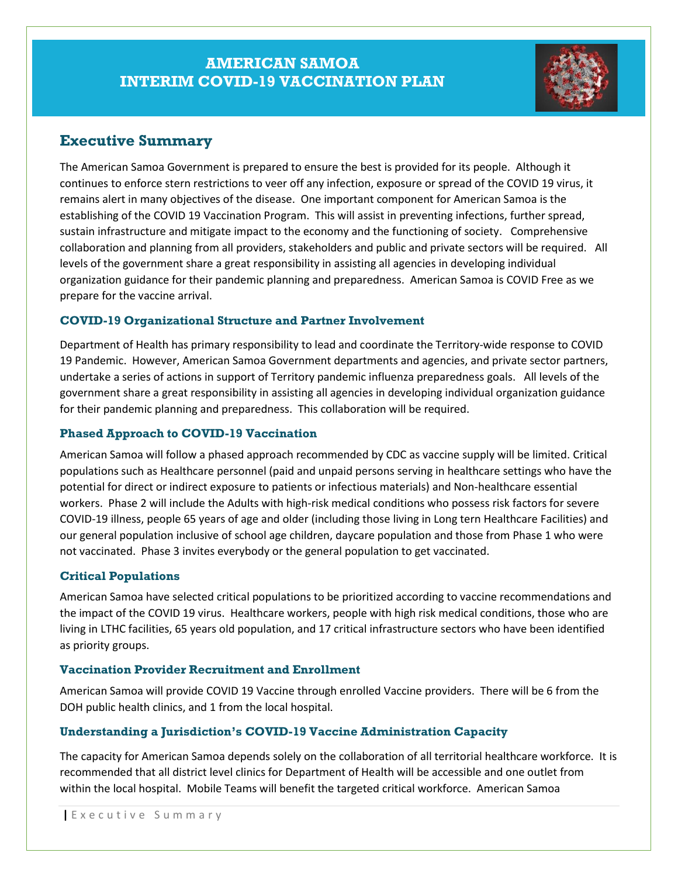# AMERICAN SAMOA INTERIM COVID-19 VACCINATION PLAN

## Executive Summary

The American Samoa Government is prepared to ensure the best is provided for its people. Although it continues to enforce stern restrictions to veer off any infection, exposure or spread of the COVID 19 virus, it remains alert in many objectives of the disease. One important component for American Samoa is the establishing of the COVID 19 Vaccination Program. This will assist in preventing infections, further spread, sustain infrastructure and mitigate impact to the economy and the functioning of society. Comprehensive collaboration and planning from all providers, stakeholders and public and private sectors will be required. All levels of the government share a great responsibility in assisting all agencies in developing individual organization guidance for their pandemic planning and preparedness. American Samoa is COVID Free as we prepare for the vaccine arrival.

### COVID-19 Organizational Structure and Partner Involvement

Department of Health has primary responsibility to lead and coordinate the Territory-wide response to COVID 19 Pandemic. However, American Samoa Government departments and agencies, and private sector partners, undertake a series of actions in support of Territory pandemic influenza preparedness goals. All levels of the government share a great responsibility in assisting all agencies in developing individual organization guidance for their pandemic planning and preparedness. This collaboration will be required.

### Phased Approach to COVID-19 Vaccination

American Samoa will follow a phased approach recommended by CDC as vaccine supply will be limited. Critical populations such as Healthcare personnel (paid and unpaid persons serving in healthcare settings who have the potential for direct or indirect exposure to patients or infectious materials) and Non-healthcare essential workers. Phase 2 will include the Adults with high-risk medical conditions who possess risk factors for severe COVID-19 illness, people 65 years of age and older (including those living in Long tern Healthcare Facilities) and our general population inclusive of school age children, daycare population and those from Phase 1 who were not vaccinated. Phase 3 invites everybody or the general population to get vaccinated.

### Critical Populations

American Samoa have selected critical populations to be prioritized according to vaccine recommendations and the impact of the COVID 19 virus. Healthcare workers, people with high risk medical conditions, those who are living in LTHC facilities, 65 years old population, and 17 critical infrastructure sectors who have been identified as priority groups.

### Vaccination Provider Recruitment and Enrollment

American Samoa will provide COVID 19 Vaccine through enrolled Vaccine providers. There will be 6 from the DOH public health clinics, and 1 from the local hospital.

### Understanding a Jurisdiction's COVID-19 Vaccine Administration Capacity

The capacity for American Samoa depends solely on the collaboration of all territorial healthcare workforce. It is recommended that all district level clinics for Department of Health will be accessible and one outlet from within the local hospital. Mobile Teams will benefit the targeted critical workforce. American Samoa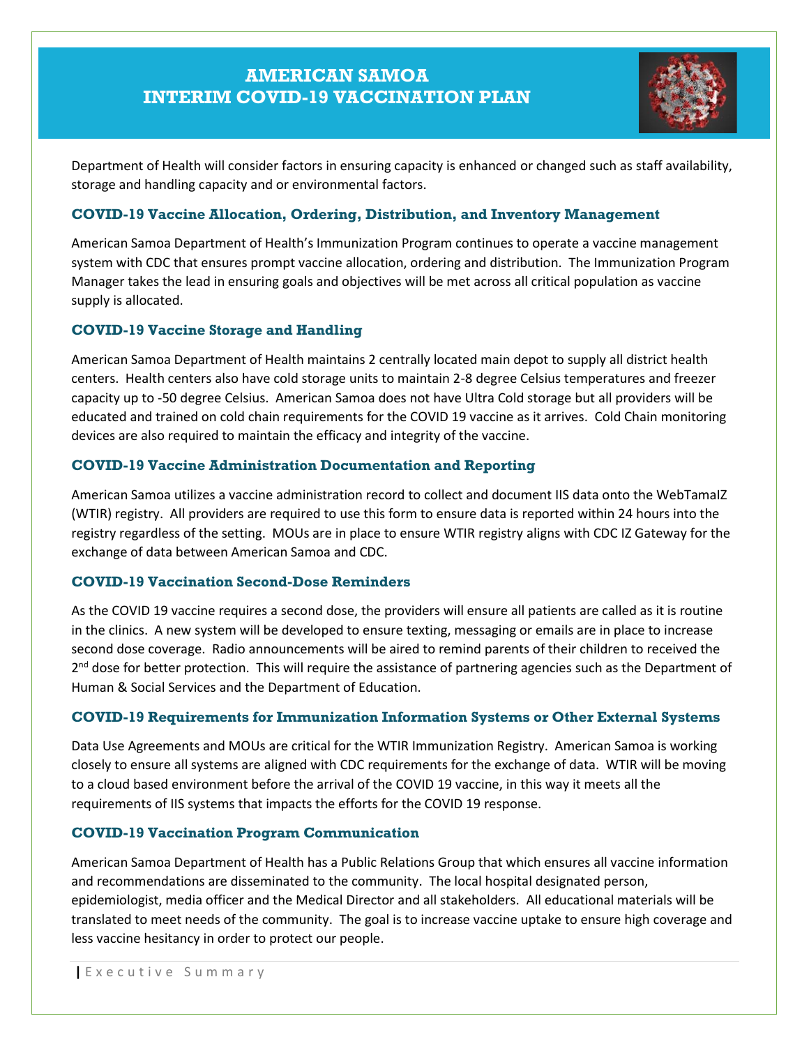Department of Health will consider factors in ensuring capacity is enhanced or changed such as staff availability, storage and handling capacity and or environmental factors.

### COVID-19 Vaccine Allocation, Ordering, Distribution, and Inventory Management

American Samoa Department of Health's Immunization Program continues to operate a vaccine management system with CDC that ensures prompt vaccine allocation, ordering and distribution. The Immunization Program Manager takes the lead in ensuring goals and objectives will be met across all critical population as vaccine supply is allocated.

### COVID-19 Vaccine Storage and Handling

American Samoa Department of Health maintains 2 centrally located main depot to supply all district health centers. Health centers also have cold storage units to maintain 2-8 degree Celsius temperatures and freezer capacity up to -50 degree Celsius. American Samoa does not have Ultra Cold storage but all providers will be educated and trained on cold chain requirements for the COVID 19 vaccine as it arrives. Cold Chain monitoring devices are also required to maintain the efficacy and integrity of the vaccine.

### COVID-19 Vaccine Administration Documentation and Reporting

American Samoa utilizes a vaccine administration record to collect and document IIS data onto the WebTamaIZ (WTIR) registry. All providers are required to use this form to ensure data is reported within 24 hours into the registry regardless of the setting. MOUs are in place to ensure WTIR registry aligns with CDC IZ Gateway for the exchange of data between American Samoa and CDC.

### COVID-19 Vaccination Second-Dose Reminders

As the COVID 19 vaccine requires a second dose, the providers will ensure all patients are called as it is routine in the clinics. A new system will be developed to ensure texting, messaging or emails are in place to increase second dose coverage. Radio announcements will be aired to remind parents of their children to received the 2nd dose for better protection. This will require the assistance of partnering agencies such as the Department of Human & Social Services and the Department of Education.

### COVID-19 Requirements for Immunization Information Systems or Other External Systems

Data Use Agreements and MOUs are critical for the WTIR Immunization Registry. American Samoa is working closely to ensure all systems are aligned with CDC requirements for the exchange of data. WTIR will be moving to a cloud based environment before the arrival of the COVID 19 vaccine, in this way it meets all the requirements of IIS systems that impacts the efforts for the COVID 19 response.

### COVID-19 Vaccination Program Communication

American Samoa Department of Health has a Public Relations Group that which ensures all vaccine information and recommendations are disseminated to the community. The local hospital designated person, epidemiologist, media officer and the Medical Director and all stakeholders. All educational materials will be translated to meet needs of the community. The goal is to increase vaccine uptake to ensure high coverage and less vaccine hesitancy in order to protect our people.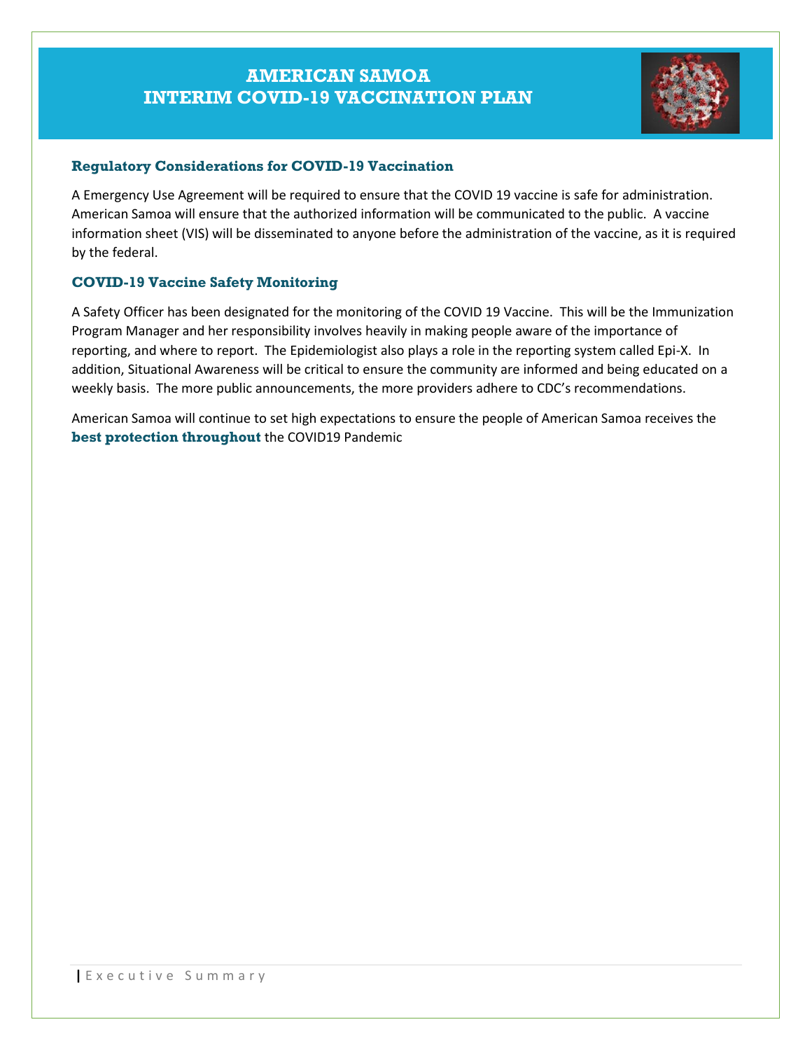# AMERICAN SAMOA
# INTERIM COVID-19 VACCINATION PLAN

## Regulatory Considerations for COVID-19 Vaccination

A Emergency Use Agreement will be required to ensure that the COVID 19 vaccine is safe for administration. American Samoa will ensure that the authorized information will be communicated to the public. A vaccine information sheet (VIS) will be disseminated to anyone before the administration of the vaccine, as it is required by the federal.

## COVID-19 Vaccine Safety Monitoring

A Safety Officer has been designated for the monitoring of the COVID 19 Vaccine. This will be the Immunization Program Manager and her responsibility involves heavily in making people aware of the importance of reporting, and where to report. The Epidemiologist also plays a role in the reporting system called Epi-X. In addition, Situational Awareness will be critical to ensure the community are informed and being educated on a weekly basis. The more public announcements, the more providers adhere to CDC's recommendations.

American Samoa will continue to set high expectations to ensure the people of American Samoa receives the **best protection throughout** the COVID19 Pandemic